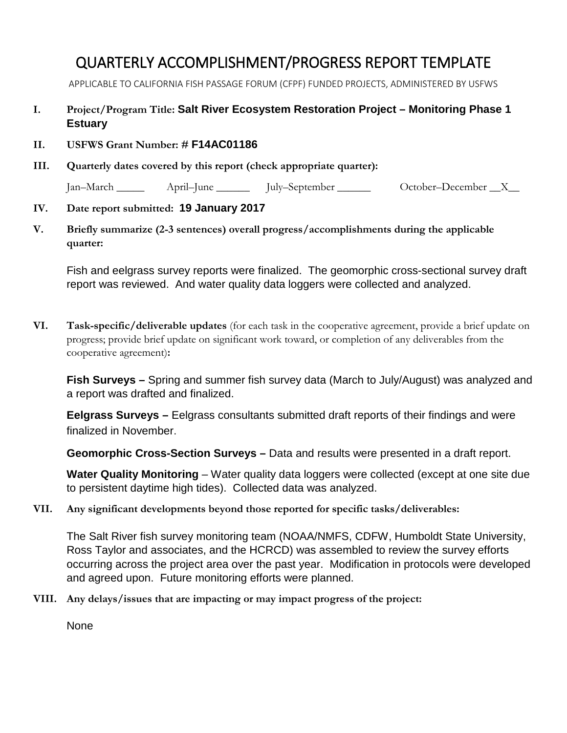# QUARTERLY ACCOMPLISHMENT/PROGRESS REPORT TEMPLATE

APPLICABLE TO CALIFORNIA FISH PASSAGE FORUM (CFPF) FUNDED PROJECTS, ADMINISTERED BY USFWS

**I. Project/Program Title: Salt River Ecosystem Restoration Project – Monitoring Phase 1 Estuary**

**II. USFWS Grant Number: # F14AC01186**

**III. Quarterly dates covered by this report (check appropriate quarter):**

Jan–March _____ April–June ______ July–September ______ October–December __X__

**IV. Date report submitted: 19 January 2017**

**V. Briefly summarize (2-3 sentences) overall progress/accomplishments during the applicable quarter:**

Fish and eelgrass survey reports were finalized. The geomorphic cross-sectional survey draft report was reviewed. And water quality data loggers were collected and analyzed.

**VI. Task-specific/deliverable updates** (for each task in the cooperative agreement, provide a brief update on progress; provide brief update on significant work toward, or completion of any deliverables from the cooperative agreement)**:**

**Fish Surveys –** Spring and summer fish survey data (March to July/August) was analyzed and a report was drafted and finalized.

**Eelgrass Surveys –** Eelgrass consultants submitted draft reports of their findings and were finalized in November.

**Geomorphic Cross-Section Surveys –** Data and results were presented in a draft report.

**Water Quality Monitoring** – Water quality data loggers were collected (except at one site due to persistent daytime high tides). Collected data was analyzed.

**VII. Any significant developments beyond those reported for specific tasks/deliverables:**

The Salt River fish survey monitoring team (NOAA/NMFS, CDFW, Humboldt State University, Ross Taylor and associates, and the HCRCD) was assembled to review the survey efforts occurring across the project area over the past year. Modification in protocols were developed and agreed upon. Future monitoring efforts were planned.

**VIII. Any delays/issues that are impacting or may impact progress of the project:**

None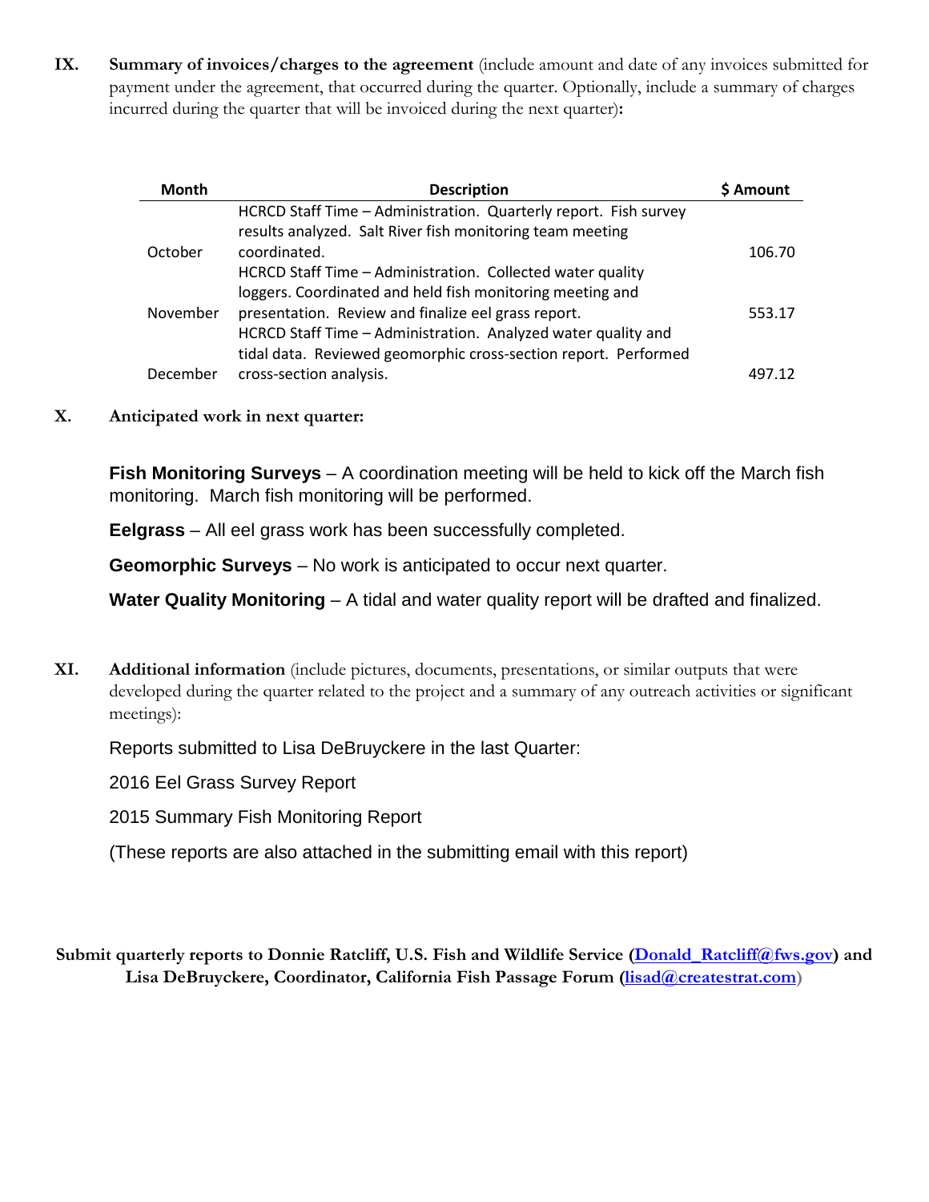**IX. Summary of invoices/charges to the agreement** (include amount and date of any invoices submitted for payment under the agreement, that occurred during the quarter. Optionally, include a summary of charges incurred during the quarter that will be invoiced during the next quarter)**:**

| Month | Description | $ Amount |
|---|---|---|
| October | HCRCD Staff Time – Administration. Quarterly report. Fish survey results analyzed. Salt River fish monitoring team meeting coordinated. | 106.70 |
| November | HCRCD Staff Time – Administration. Collected water quality loggers. Coordinated and held fish monitoring meeting and presentation. Review and finalize eel grass report. | 553.17 |
| December | HCRCD Staff Time – Administration. Analyzed water quality and tidal data. Reviewed geomorphic cross-section report. Performed cross-section analysis. | 497.12 |

**X. Anticipated work in next quarter:**

**Fish Monitoring Surveys** – A coordination meeting will be held to kick off the March fish monitoring. March fish monitoring will be performed.

**Eelgrass** – All eel grass work has been successfully completed.

**Geomorphic Surveys** – No work is anticipated to occur next quarter.

**Water Quality Monitoring** – A tidal and water quality report will be drafted and finalized.

**XI. Additional information** (include pictures, documents, presentations, or similar outputs that were developed during the quarter related to the project and a summary of any outreach activities or significant meetings):

Reports submitted to Lisa DeBruyckere in the last Quarter:

2016 Eel Grass Survey Report

2015 Summary Fish Monitoring Report

(These reports are also attached in the submitting email with this report)

**Submit quarterly reports to Donnie Ratcliff, U.S. Fish and Wildlife Service (Donald_Ratcliff@fws.gov) and Lisa DeBruyckere, Coordinator, California Fish Passage Forum (lisad@createstrat.com)**